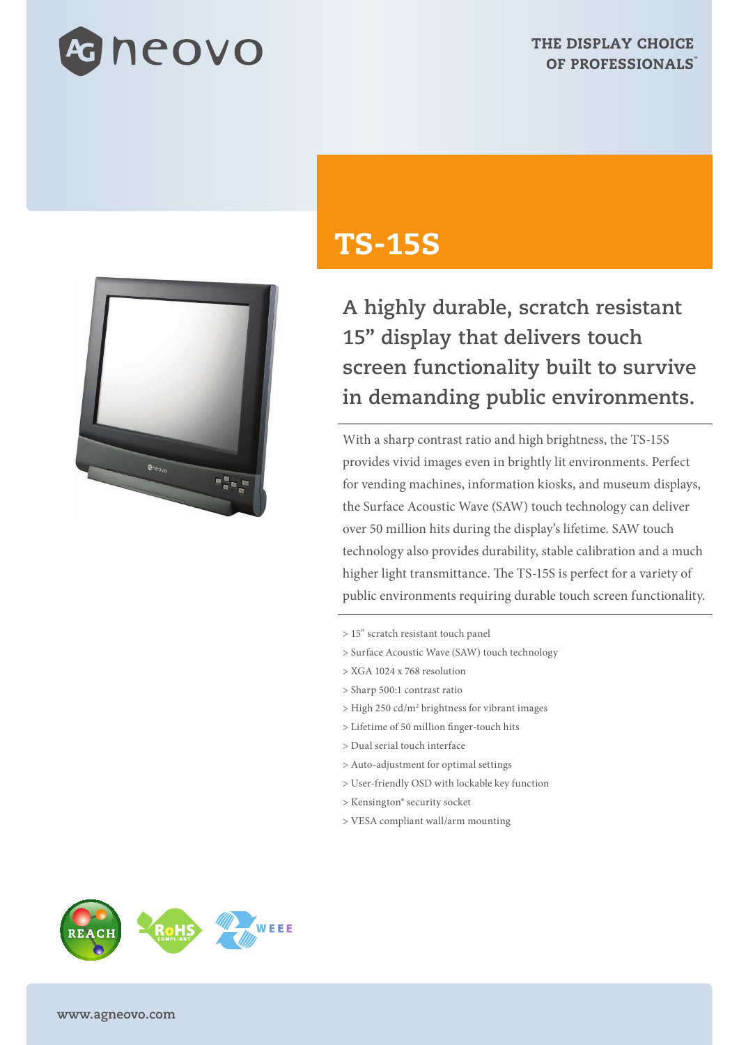THE DISPLAY CHOICE OF PROFESSIONALS™

# TS-15S

## A highly durable, scratch resistant 15” display that delivers touch screen functionality built to survive in demanding public environments.

With a sharp contrast ratio and high brightness, the TS-15S provides vivid images even in brightly lit environments. Perfect for vending machines, information kiosks, and museum displays, the Surface Acoustic Wave (SAW) touch technology can deliver over 50 million hits during the display’s lifetime. SAW touch technology also provides durability, stable calibration and a much higher light transmittance. The TS-15S is perfect for a variety of public environments requiring durable touch screen functionality.

> 15” scratch resistant touch panel
> Surface Acoustic Wave (SAW) touch technology
> XGA 1024 x 768 resolution
> Sharp 500:1 contrast ratio
> High 250 cd/m² brightness for vibrant images
> Lifetime of 50 million finger-touch hits
> Dual serial touch interface
> Auto-adjustment for optimal settings
> User-friendly OSD with lockable key function
> Kensington® security socket
> VESA compliant wall/arm mounting

REACH RoHS COMPLIANT WEEE

www.agneovo.com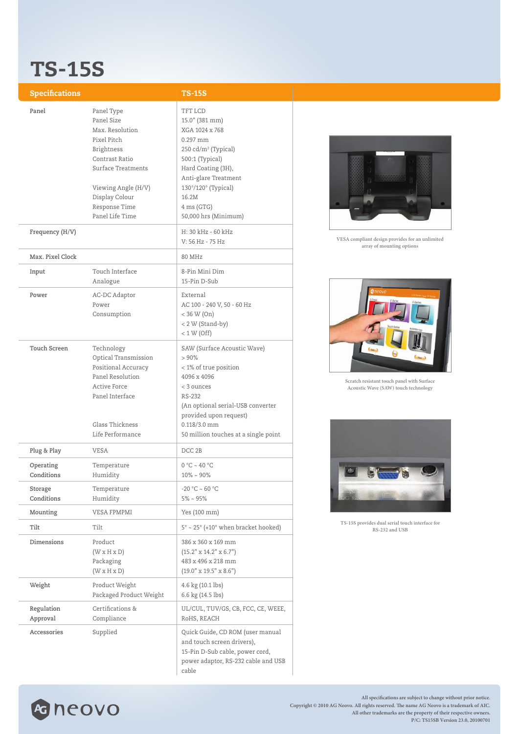# TS-15S

| Specifications | | TS-15S |
|---|---|---|
| Panel | Panel Type | TFT LCD |
| | Panel Size | 15.0" (381 mm) |
| | Max. Resolution | XGA 1024 x 768 |
| | Pixel Pitch | 0.297 mm |
| | Brightness | 250 cd/m² (Typical) |
| | Contrast Ratio | 500:1 (Typical) |
| | Surface Treatments | Hard Coating (3H), Anti-glare Treatment |
| | Viewing Angle (H/V) | 130°/120° (Typical) |
| | Display Colour | 16.2M |
| | Response Time | 4 ms (GTG) |
| | Panel Life Time | 50,000 hrs (Minimum) |
| Frequency (H/V) | | H: 30 kHz - 60 kHz<br>V: 56 Hz - 75 Hz |
| Max. Pixel Clock | | 80 MHz |
| Input | Touch Interface | 8-Pin Mini Dim |
| | Analogue | 15-Pin D-Sub |
| Power | AC-DC Adaptor | External |
| | Power | AC 100 - 240 V, 50 - 60 Hz |
| | Consumption | < 36 W (On)<br>< 2 W (Stand-by)<br>< 1 W (Off) |
| Touch Screen | Technology | SAW (Surface Acoustic Wave) |
| | Optical Transmission | > 90% |
| | Positional Accuracy | < 1% of true position |
| | Panel Resolution | 4096 x 4096 |
| | Active Force | < 3 ounces |
| | Panel Interface | RS-232<br>(An optional serial-USB converter provided upon request) |
| | Glass Thickness | 0.118/3.0 mm |
| | Life Performance | 50 million touches at a single point |
| Plug & Play | VESA | DCC 2B |
| Operating Conditions | Temperature | 0 °C ~ 40 °C |
| | Humidity | 10% ~ 90% |
| Storage Conditions | Temperature | -20 °C ~ 60 °C |
| | Humidity | 5% ~ 95% |
| Mounting | VESA FPMPMI | Yes (100 mm) |
| Tilt | Tilt | 5° ~ 25° (+10° when bracket hooked) |
| Dimensions | Product<br>(W x H x D) | 386 x 360 x 169 mm<br>(15.2" x 14.2" x 6.7") |
| | Packaging<br>(W x H x D) | 483 x 496 x 218 mm<br>(19.0" x 19.5" x 8.6") |
| Weight | Product Weight | 4.6 kg (10.1 lbs) |
| | Packaged Product Weight | 6.6 kg (14.5 lbs) |
| Regulation Approval | Certifications & Compliance | UL/CUL, TUV/GS, CB, FCC, CE, WEEE, RoHS, REACH |
| Accessories | Supplied | Quick Guide, CD ROM (user manual and touch screen drivers), 15-Pin D-Sub cable, power cord, power adaptor, RS-232 cable and USB cable |

VESA compliant design provides for an unlimited array of mounting options

Scratch resistant touch panel with Surface Acoustic Wave (SAW) touch technology

TS-15S provides dual serial touch interface for RS-232 and USB

neovo

All specifications are subject to change without prior notice.
Copyright © 2010 AG Neovo. All rights reserved. The name AG Neovo is a trademark of AIC.
All other trademarks are the property of their respective owners.
P/C: TS15SB Version 23.0, 20100701